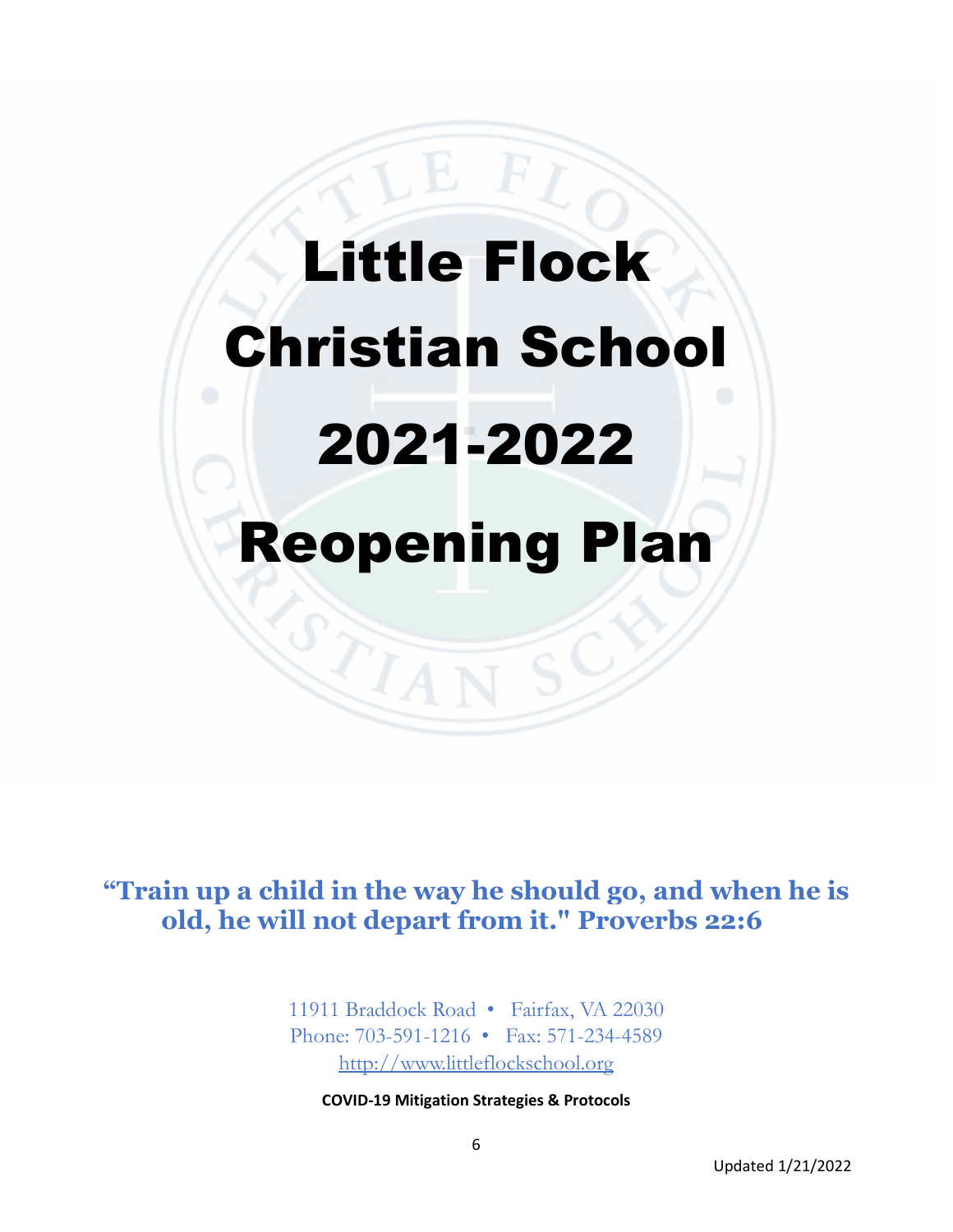# Little Flock Christian School 2021-2022 Reopening Plan

**"Train up a child in the way he should go, and when he is old, he will not depart from it." Proverbs 22:6**

11911 Braddock Road • Fairfax, VA 22030
Phone: 703-591-1216 • Fax: 571-234-4589
http://www.littleflockschool.org

**COVID-19 Mitigation Strategies & Protocols**

Updated 1/21/2022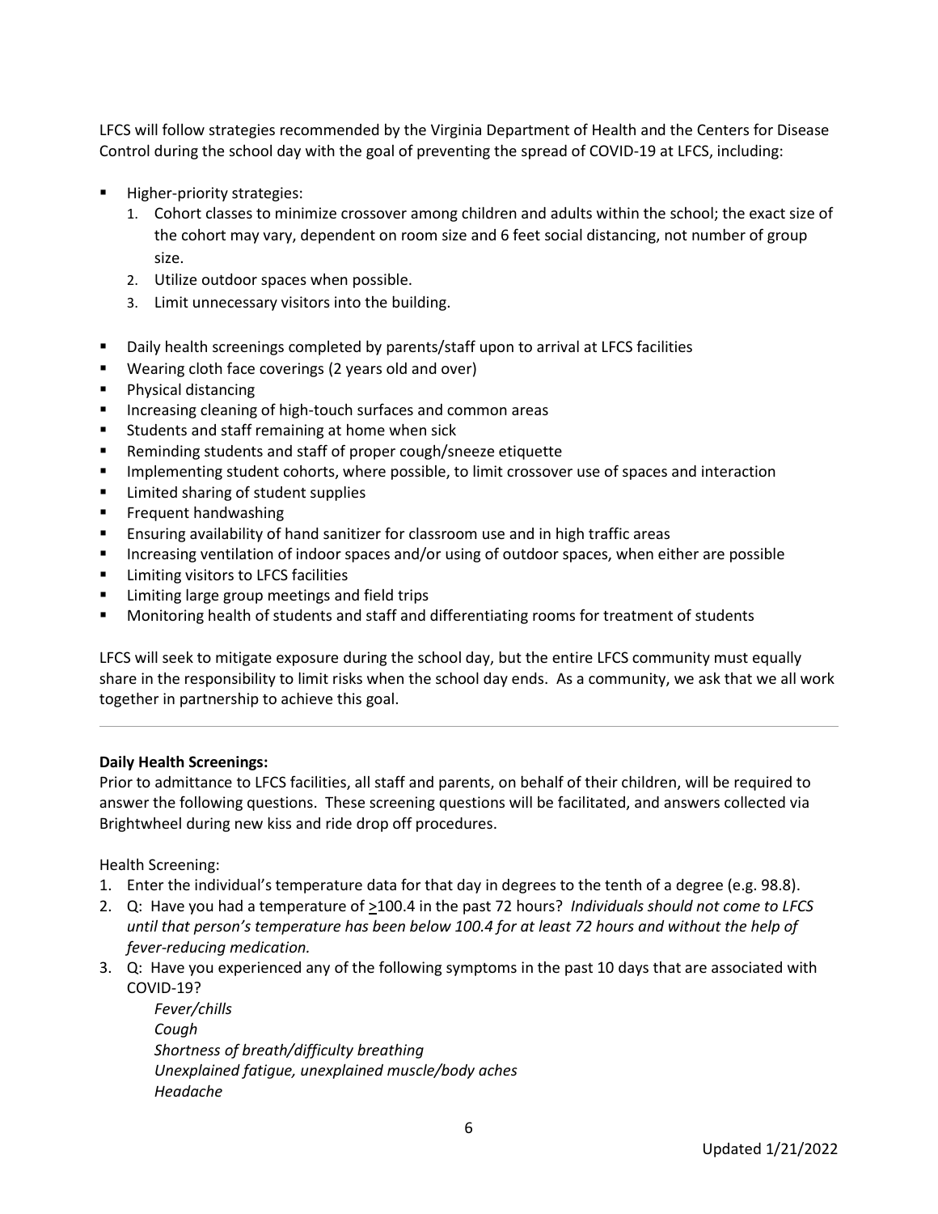LFCS will follow strategies recommended by the Virginia Department of Health and the Centers for Disease Control during the school day with the goal of preventing the spread of COVID-19 at LFCS, including:

- Higher-priority strategies:
  1. Cohort classes to minimize crossover among children and adults within the school; the exact size of the cohort may vary, dependent on room size and 6 feet social distancing, not number of group size.
  2. Utilize outdoor spaces when possible.
  3. Limit unnecessary visitors into the building.

- Daily health screenings completed by parents/staff upon to arrival at LFCS facilities
- Wearing cloth face coverings (2 years old and over)
- Physical distancing
- Increasing cleaning of high-touch surfaces and common areas
- Students and staff remaining at home when sick
- Reminding students and staff of proper cough/sneeze etiquette
- Implementing student cohorts, where possible, to limit crossover use of spaces and interaction
- Limited sharing of student supplies
- Frequent handwashing
- Ensuring availability of hand sanitizer for classroom use and in high traffic areas
- Increasing ventilation of indoor spaces and/or using of outdoor spaces, when either are possible
- Limiting visitors to LFCS facilities
- Limiting large group meetings and field trips
- Monitoring health of students and staff and differentiating rooms for treatment of students

LFCS will seek to mitigate exposure during the school day, but the entire LFCS community must equally share in the responsibility to limit risks when the school day ends. As a community, we ask that we all work together in partnership to achieve this goal.

---

**Daily Health Screenings:**

Prior to admittance to LFCS facilities, all staff and parents, on behalf of their children, will be required to answer the following questions. These screening questions will be facilitated, and answers collected via Brightwheel during new kiss and ride drop off procedures.

Health Screening:

1. Enter the individual's temperature data for that day in degrees to the tenth of a degree (e.g. 98.8).
2. Q: Have you had a temperature of ≥100.4 in the past 72 hours? *Individuals should not come to LFCS until that person's temperature has been below 100.4 for at least 72 hours and without the help of fever-reducing medication.*
3. Q: Have you experienced any of the following symptoms in the past 10 days that are associated with COVID-19?

   *Fever/chills*
   *Cough*
   *Shortness of breath/difficulty breathing*
   *Unexplained fatigue, unexplained muscle/body aches*
   *Headache*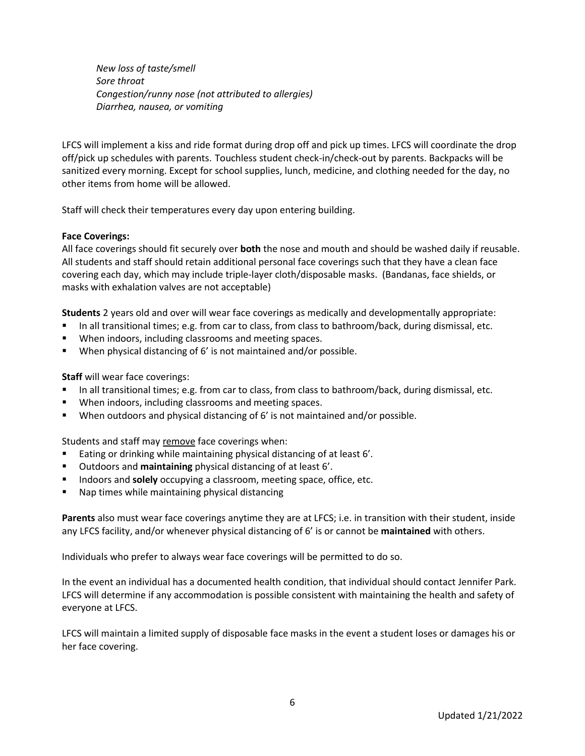*New loss of taste/smell*
*Sore throat*
*Congestion/runny nose (not attributed to allergies)*
*Diarrhea, nausea, or vomiting*

LFCS will implement a kiss and ride format during drop off and pick up times. LFCS will coordinate the drop off/pick up schedules with parents. Touchless student check-in/check-out by parents. Backpacks will be sanitized every morning. Except for school supplies, lunch, medicine, and clothing needed for the day, no other items from home will be allowed.

Staff will check their temperatures every day upon entering building.

**Face Coverings:**
All face coverings should fit securely over **both** the nose and mouth and should be washed daily if reusable. All students and staff should retain additional personal face coverings such that they have a clean face covering each day, which may include triple-layer cloth/disposable masks. (Bandanas, face shields, or masks with exhalation valves are not acceptable)

**Students** 2 years old and over will wear face coverings as medically and developmentally appropriate:

- In all transitional times; e.g. from car to class, from class to bathroom/back, during dismissal, etc.
- When indoors, including classrooms and meeting spaces.
- When physical distancing of 6' is not maintained and/or possible.

**Staff** will wear face coverings:

- In all transitional times; e.g. from car to class, from class to bathroom/back, during dismissal, etc.
- When indoors, including classrooms and meeting spaces.
- When outdoors and physical distancing of 6' is not maintained and/or possible.

Students and staff may <u>remove</u> face coverings when:

- Eating or drinking while maintaining physical distancing of at least 6'.
- Outdoors and **maintaining** physical distancing of at least 6'.
- Indoors and **solely** occupying a classroom, meeting space, office, etc.
- Nap times while maintaining physical distancing

**Parents** also must wear face coverings anytime they are at LFCS; i.e. in transition with their student, inside any LFCS facility, and/or whenever physical distancing of 6' is or cannot be **maintained** with others.

Individuals who prefer to always wear face coverings will be permitted to do so.

In the event an individual has a documented health condition, that individual should contact Jennifer Park. LFCS will determine if any accommodation is possible consistent with maintaining the health and safety of everyone at LFCS.

LFCS will maintain a limited supply of disposable face masks in the event a student loses or damages his or her face covering.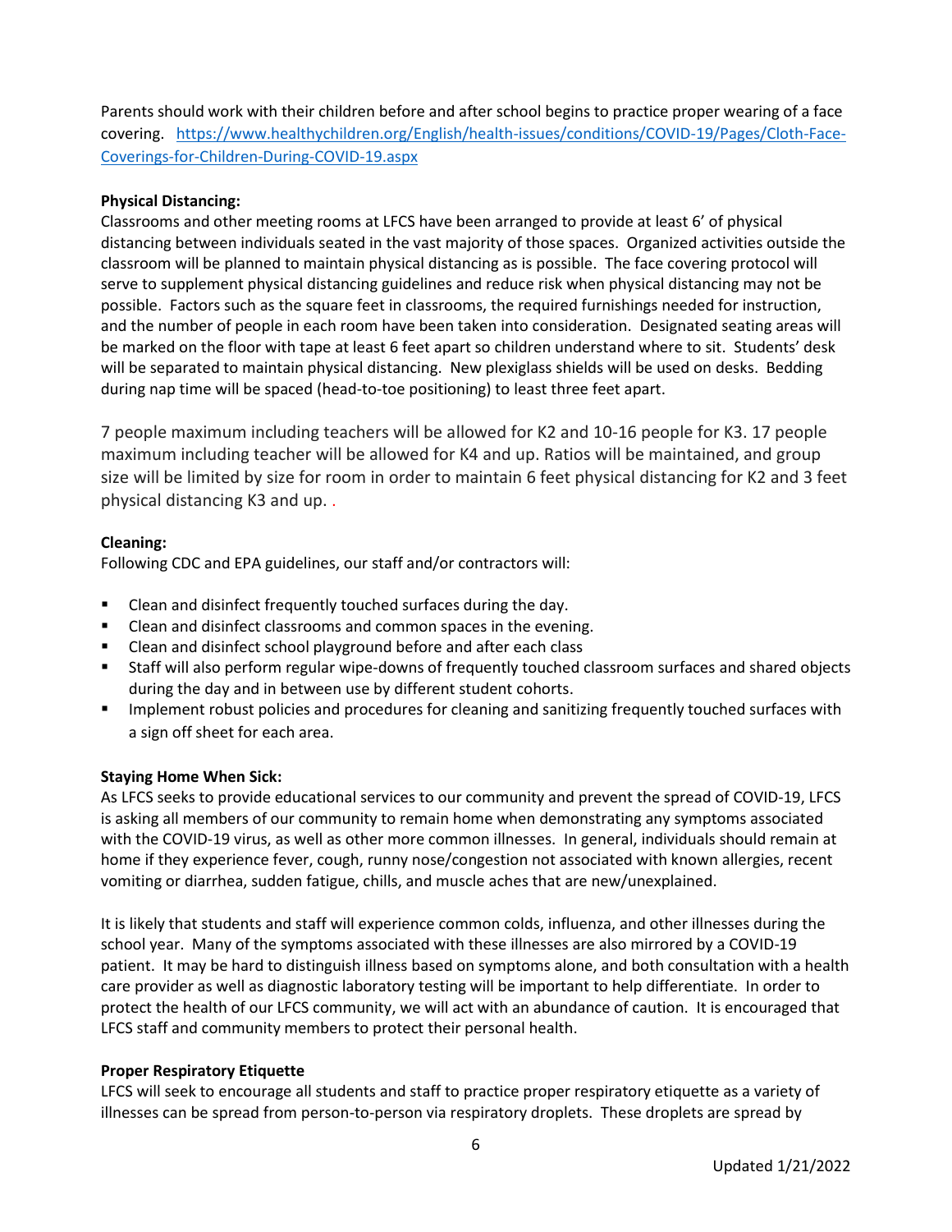Parents should work with their children before and after school begins to practice proper wearing of a face covering. [https://www.healthychildren.org/English/health-issues/conditions/COVID-19/Pages/Cloth-Face-Coverings-for-Children-During-COVID-19.aspx](https://www.healthychildren.org/English/health-issues/conditions/COVID-19/Pages/Cloth-Face-Coverings-for-Children-During-COVID-19.aspx)

**Physical Distancing:**
Classrooms and other meeting rooms at LFCS have been arranged to provide at least 6' of physical distancing between individuals seated in the vast majority of those spaces. Organized activities outside the classroom will be planned to maintain physical distancing as is possible. The face covering protocol will serve to supplement physical distancing guidelines and reduce risk when physical distancing may not be possible. Factors such as the square feet in classrooms, the required furnishings needed for instruction, and the number of people in each room have been taken into consideration. Designated seating areas will be marked on the floor with tape at least 6 feet apart so children understand where to sit. Students' desk will be separated to maintain physical distancing. New plexiglass shields will be used on desks. Bedding during nap time will be spaced (head-to-toe positioning) to least three feet apart.

7 people maximum including teachers will be allowed for K2 and 10-16 people for K3. 17 people maximum including teacher will be allowed for K4 and up. Ratios will be maintained, and group size will be limited by size for room in order to maintain 6 feet physical distancing for K2 and 3 feet physical distancing K3 and up. .

**Cleaning:**
Following CDC and EPA guidelines, our staff and/or contractors will:

- Clean and disinfect frequently touched surfaces during the day.
- Clean and disinfect classrooms and common spaces in the evening.
- Clean and disinfect school playground before and after each class
- Staff will also perform regular wipe-downs of frequently touched classroom surfaces and shared objects during the day and in between use by different student cohorts.
- Implement robust policies and procedures for cleaning and sanitizing frequently touched surfaces with a sign off sheet for each area.

**Staying Home When Sick:**
As LFCS seeks to provide educational services to our community and prevent the spread of COVID-19, LFCS is asking all members of our community to remain home when demonstrating any symptoms associated with the COVID-19 virus, as well as other more common illnesses. In general, individuals should remain at home if they experience fever, cough, runny nose/congestion not associated with known allergies, recent vomiting or diarrhea, sudden fatigue, chills, and muscle aches that are new/unexplained.

It is likely that students and staff will experience common colds, influenza, and other illnesses during the school year. Many of the symptoms associated with these illnesses are also mirrored by a COVID-19 patient. It may be hard to distinguish illness based on symptoms alone, and both consultation with a health care provider as well as diagnostic laboratory testing will be important to help differentiate. In order to protect the health of our LFCS community, we will act with an abundance of caution. It is encouraged that LFCS staff and community members to protect their personal health.

**Proper Respiratory Etiquette**
LFCS will seek to encourage all students and staff to practice proper respiratory etiquette as a variety of illnesses can be spread from person-to-person via respiratory droplets. These droplets are spread by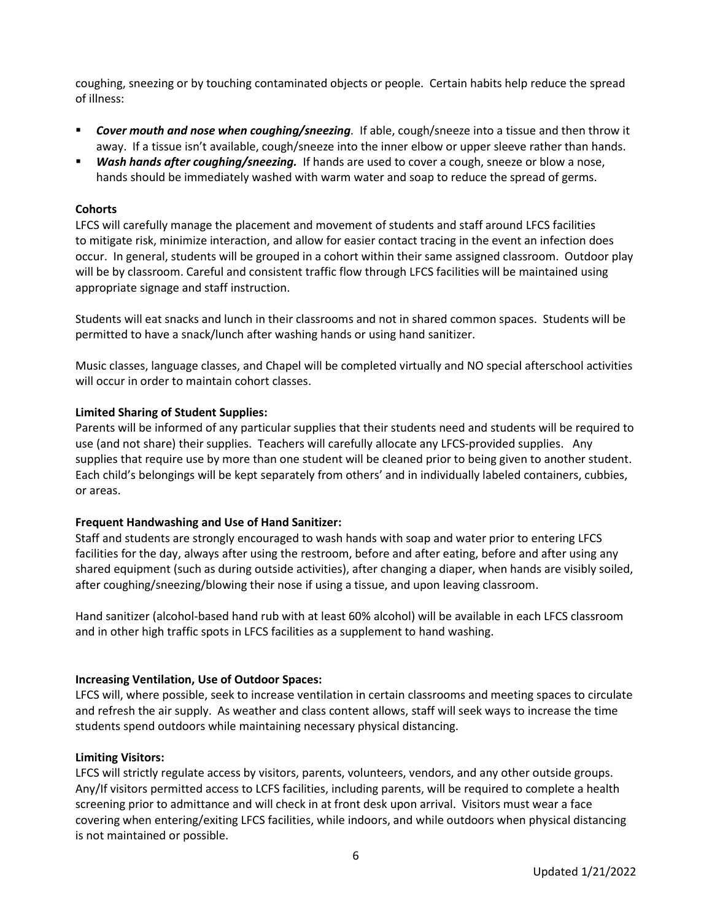coughing, sneezing or by touching contaminated objects or people. Certain habits help reduce the spread of illness:

- ***Cover mouth and nose when coughing/sneezing***. If able, cough/sneeze into a tissue and then throw it away. If a tissue isn't available, cough/sneeze into the inner elbow or upper sleeve rather than hands.
- ***Wash hands after coughing/sneezing.*** If hands are used to cover a cough, sneeze or blow a nose, hands should be immediately washed with warm water and soap to reduce the spread of germs.

**Cohorts**

LFCS will carefully manage the placement and movement of students and staff around LFCS facilities to mitigate risk, minimize interaction, and allow for easier contact tracing in the event an infection does occur. In general, students will be grouped in a cohort within their same assigned classroom. Outdoor play will be by classroom. Careful and consistent traffic flow through LFCS facilities will be maintained using appropriate signage and staff instruction.

Students will eat snacks and lunch in their classrooms and not in shared common spaces. Students will be permitted to have a snack/lunch after washing hands or using hand sanitizer.

Music classes, language classes, and Chapel will be completed virtually and NO special afterschool activities will occur in order to maintain cohort classes.

**Limited Sharing of Student Supplies:**

Parents will be informed of any particular supplies that their students need and students will be required to use (and not share) their supplies. Teachers will carefully allocate any LFCS-provided supplies. Any supplies that require use by more than one student will be cleaned prior to being given to another student. Each child's belongings will be kept separately from others' and in individually labeled containers, cubbies, or areas.

**Frequent Handwashing and Use of Hand Sanitizer:**

Staff and students are strongly encouraged to wash hands with soap and water prior to entering LFCS facilities for the day, always after using the restroom, before and after eating, before and after using any shared equipment (such as during outside activities), after changing a diaper, when hands are visibly soiled, after coughing/sneezing/blowing their nose if using a tissue, and upon leaving classroom.

Hand sanitizer (alcohol-based hand rub with at least 60% alcohol) will be available in each LFCS classroom and in other high traffic spots in LFCS facilities as a supplement to hand washing.

**Increasing Ventilation, Use of Outdoor Spaces:**

LFCS will, where possible, seek to increase ventilation in certain classrooms and meeting spaces to circulate and refresh the air supply. As weather and class content allows, staff will seek ways to increase the time students spend outdoors while maintaining necessary physical distancing.

**Limiting Visitors:**

LFCS will strictly regulate access by visitors, parents, volunteers, vendors, and any other outside groups. Any/If visitors permitted access to LCFS facilities, including parents, will be required to complete a health screening prior to admittance and will check in at front desk upon arrival. Visitors must wear a face covering when entering/exiting LFCS facilities, while indoors, and while outdoors when physical distancing is not maintained or possible.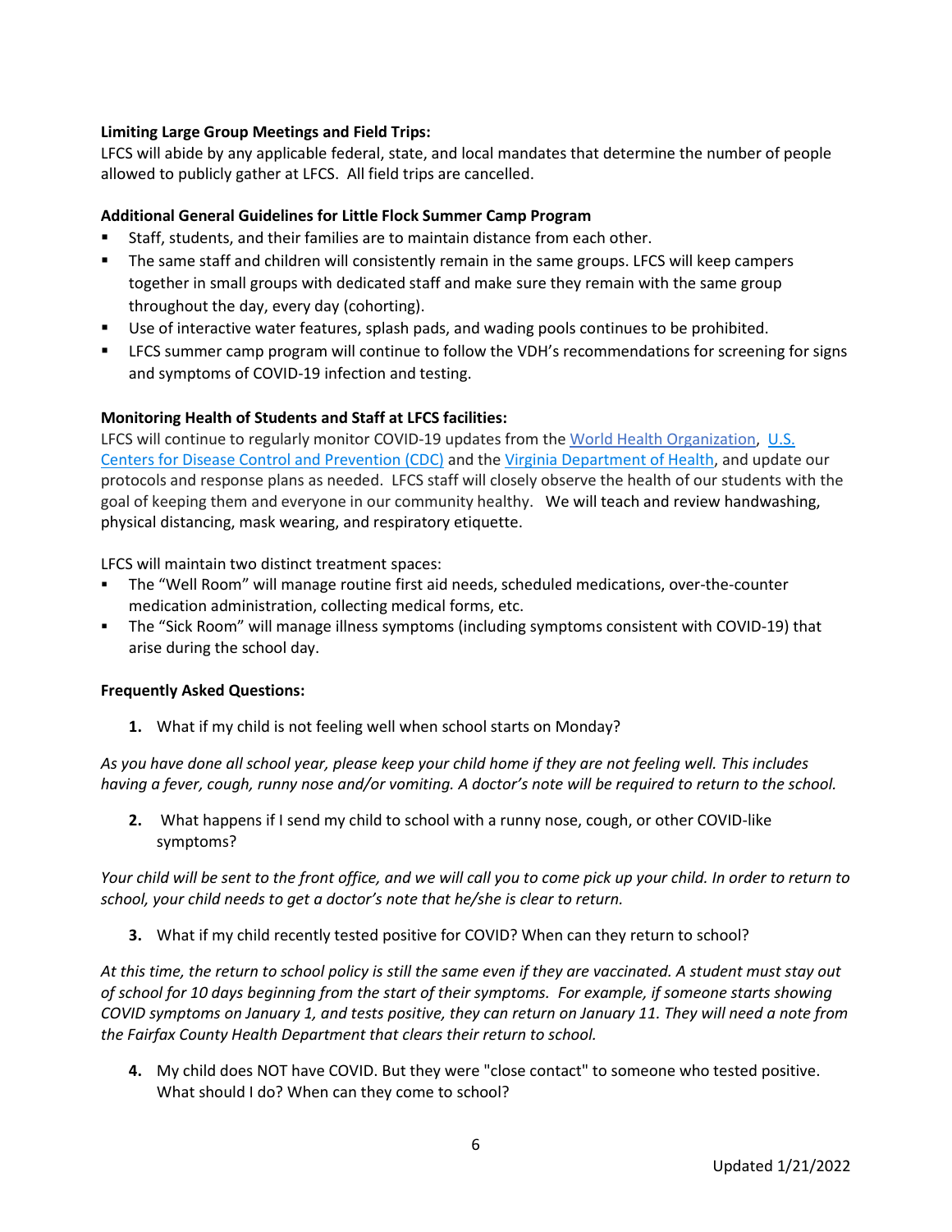**Limiting Large Group Meetings and Field Trips:**
LFCS will abide by any applicable federal, state, and local mandates that determine the number of people allowed to publicly gather at LFCS. All field trips are cancelled.

**Additional General Guidelines for Little Flock Summer Camp Program**

- Staff, students, and their families are to maintain distance from each other.
- The same staff and children will consistently remain in the same groups. LFCS will keep campers together in small groups with dedicated staff and make sure they remain with the same group throughout the day, every day (cohorting).
- Use of interactive water features, splash pads, and wading pools continues to be prohibited.
- LFCS summer camp program will continue to follow the VDH's recommendations for screening for signs and symptoms of COVID-19 infection and testing.

**Monitoring Health of Students and Staff at LFCS facilities:**
LFCS will continue to regularly monitor COVID-19 updates from the World Health Organization, U.S. Centers for Disease Control and Prevention (CDC) and the Virginia Department of Health, and update our protocols and response plans as needed. LFCS staff will closely observe the health of our students with the goal of keeping them and everyone in our community healthy. We will teach and review handwashing, physical distancing, mask wearing, and respiratory etiquette.

LFCS will maintain two distinct treatment spaces:

- The "Well Room" will manage routine first aid needs, scheduled medications, over-the-counter medication administration, collecting medical forms, etc.
- The "Sick Room" will manage illness symptoms (including symptoms consistent with COVID-19) that arise during the school day.

**Frequently Asked Questions:**

1. What if my child is not feeling well when school starts on Monday?

*As you have done all school year, please keep your child home if they are not feeling well. This includes having a fever, cough, runny nose and/or vomiting. A doctor's note will be required to return to the school.*

2. What happens if I send my child to school with a runny nose, cough, or other COVID-like symptoms?

*Your child will be sent to the front office, and we will call you to come pick up your child. In order to return to school, your child needs to get a doctor's note that he/she is clear to return.*

3. What if my child recently tested positive for COVID? When can they return to school?

*At this time, the return to school policy is still the same even if they are vaccinated. A student must stay out of school for 10 days beginning from the start of their symptoms. For example, if someone starts showing COVID symptoms on January 1, and tests positive, they can return on January 11. They will need a note from the Fairfax County Health Department that clears their return to school.*

4. My child does NOT have COVID. But they were "close contact" to someone who tested positive. What should I do? When can they come to school?

Updated 1/21/2022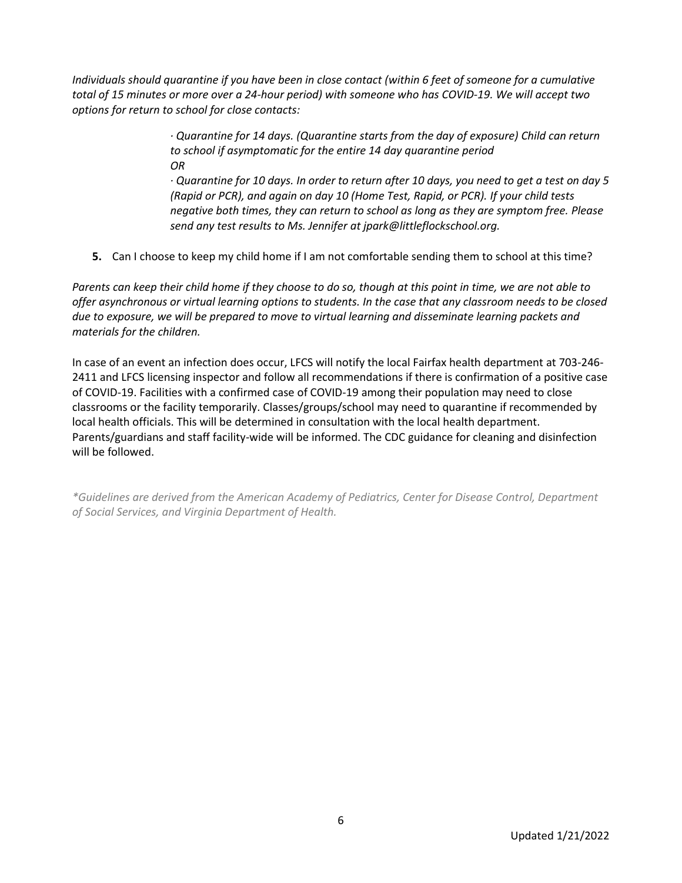*Individuals should quarantine if you have been in close contact (within 6 feet of someone for a cumulative total of 15 minutes or more over a 24-hour period) with someone who has COVID-19. We will accept two options for return to school for close contacts:*

> *· Quarantine for 14 days. (Quarantine starts from the day of exposure) Child can return to school if asymptomatic for the entire 14 day quarantine period*
> *OR*
> *· Quarantine for 10 days. In order to return after 10 days, you need to get a test on day 5 (Rapid or PCR), and again on day 10 (Home Test, Rapid, or PCR). If your child tests negative both times, they can return to school as long as they are symptom free. Please send any test results to Ms. Jennifer at jpark@littleflockschool.org.*

**5.** Can I choose to keep my child home if I am not comfortable sending them to school at this time?

*Parents can keep their child home if they choose to do so, though at this point in time, we are not able to offer asynchronous or virtual learning options to students. In the case that any classroom needs to be closed due to exposure, we will be prepared to move to virtual learning and disseminate learning packets and materials for the children.*

In case of an event an infection does occur, LFCS will notify the local Fairfax health department at 703-246-2411 and LFCS licensing inspector and follow all recommendations if there is confirmation of a positive case of COVID-19. Facilities with a confirmed case of COVID-19 among their population may need to close classrooms or the facility temporarily. Classes/groups/school may need to quarantine if recommended by local health officials. This will be determined in consultation with the local health department. Parents/guardians and staff facility-wide will be informed. The CDC guidance for cleaning and disinfection will be followed.

*\*Guidelines are derived from the American Academy of Pediatrics, Center for Disease Control, Department of Social Services, and Virginia Department of Health.*

Updated 1/21/2022